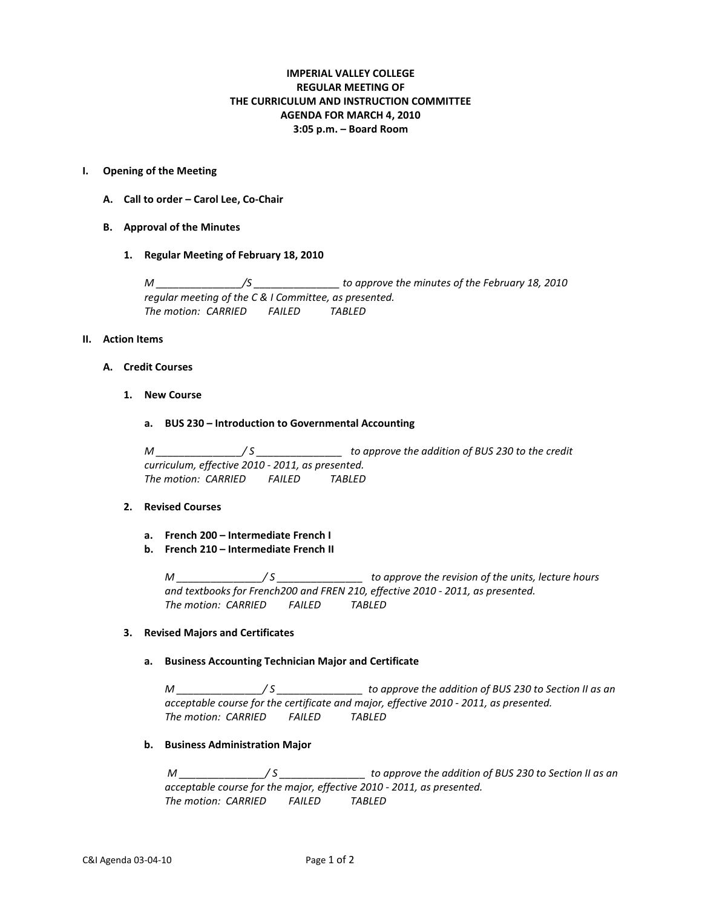**IMPERIAL VALLEY COLLEGE**
**REGULAR MEETING OF**
**THE CURRICULUM AND INSTRUCTION COMMITTEE**
**AGENDA FOR MARCH 4, 2010**
**3:05 p.m. – Board Room**

## I. Opening of the Meeting

### A. Call to order – Carol Lee, Co-Chair

### B. Approval of the Minutes

#### 1. Regular Meeting of February 18, 2010

*M _______________/S _______________ to approve the minutes of the February 18, 2010 regular meeting of the C & I Committee, as presented.*
*The motion: CARRIED FAILED TABLED*

## II. Action Items

### A. Credit Courses

#### 1. New Course

**a. BUS 230 – Introduction to Governmental Accounting**

*M _______________/ S _______________ to approve the addition of BUS 230 to the credit curriculum, effective 2010 - 2011, as presented.*
*The motion: CARRIED FAILED TABLED*

#### 2. Revised Courses

**a. French 200 – Intermediate French I**
**b. French 210 – Intermediate French II**

*M _______________/ S _______________ to approve the revision of the units, lecture hours and textbooks for French200 and FREN 210, effective 2010 - 2011, as presented.*
*The motion: CARRIED FAILED TABLED*

#### 3. Revised Majors and Certificates

**a. Business Accounting Technician Major and Certificate**

*M _______________/ S _______________ to approve the addition of BUS 230 to Section II as an acceptable course for the certificate and major, effective 2010 - 2011, as presented.*
*The motion: CARRIED FAILED TABLED*

**b. Business Administration Major**

*M _______________/ S _______________ to approve the addition of BUS 230 to Section II as an acceptable course for the major, effective 2010 - 2011, as presented.*
*The motion: CARRIED FAILED TABLED*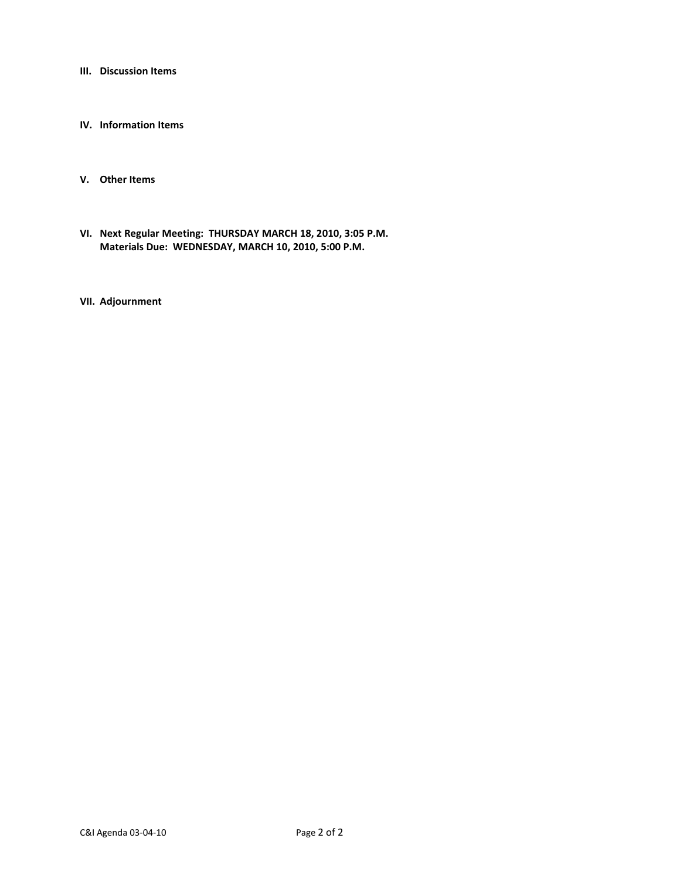**III. Discussion Items**

**IV. Information Items**

**V. Other Items**

**VI. Next Regular Meeting: THURSDAY MARCH 18, 2010, 3:05 P.M.**
**Materials Due: WEDNESDAY, MARCH 10, 2010, 5:00 P.M.**

**VII. Adjournment**